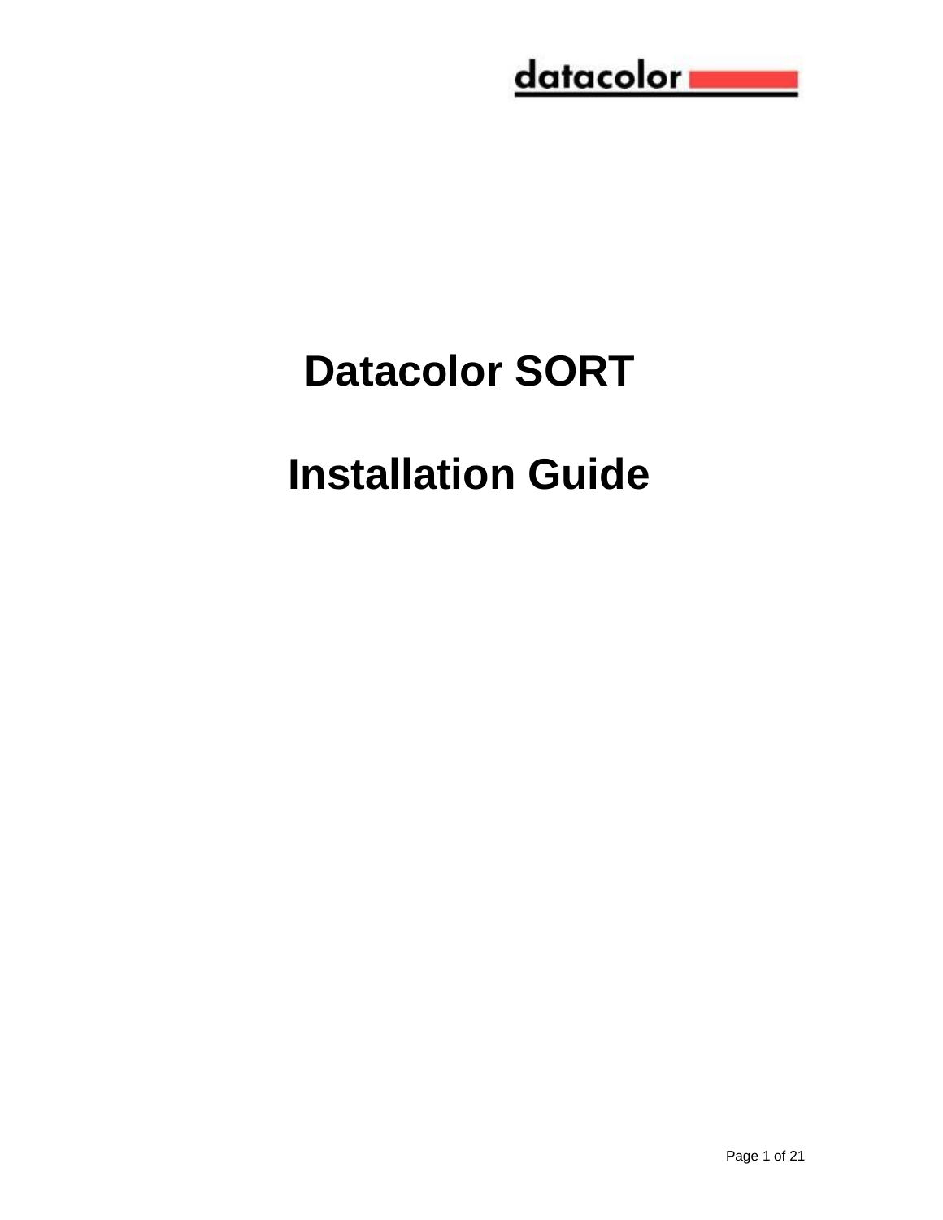datacolor

# Datacolor SORT

# Installation Guide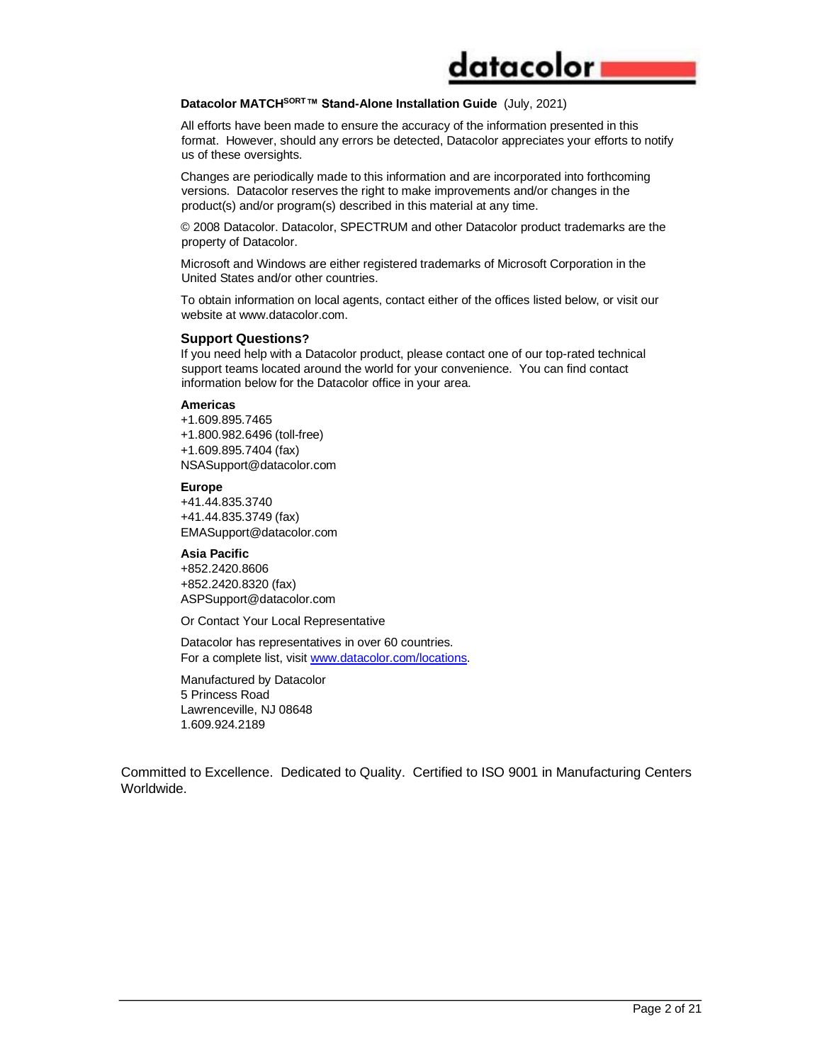**Datacolor MATCH<sup>SORT™</sup> Stand-Alone Installation Guide** (July, 2021)

All efforts have been made to ensure the accuracy of the information presented in this format. However, should any errors be detected, Datacolor appreciates your efforts to notify us of these oversights.

Changes are periodically made to this information and are incorporated into forthcoming versions. Datacolor reserves the right to make improvements and/or changes in the product(s) and/or program(s) described in this material at any time.

© 2008 Datacolor. Datacolor, SPECTRUM and other Datacolor product trademarks are the property of Datacolor.

Microsoft and Windows are either registered trademarks of Microsoft Corporation in the United States and/or other countries.

To obtain information on local agents, contact either of the offices listed below, or visit our website at www.datacolor.com.

### Support Questions?

If you need help with a Datacolor product, please contact one of our top-rated technical support teams located around the world for your convenience. You can find contact information below for the Datacolor office in your area.

**Americas**
+1.609.895.7465
+1.800.982.6496 (toll-free)
+1.609.895.7404 (fax)
NSASupport@datacolor.com

**Europe**
+41.44.835.3740
+41.44.835.3749 (fax)
EMASupport@datacolor.com

**Asia Pacific**
+852.2420.8606
+852.2420.8320 (fax)
ASPSupport@datacolor.com

Or Contact Your Local Representative

Datacolor has representatives in over 60 countries.
For a complete list, visit [www.datacolor.com/locations](www.datacolor.com/locations).

Manufactured by Datacolor
5 Princess Road
Lawrenceville, NJ 08648
1.609.924.2189

Committed to Excellence. Dedicated to Quality. Certified to ISO 9001 in Manufacturing Centers Worldwide.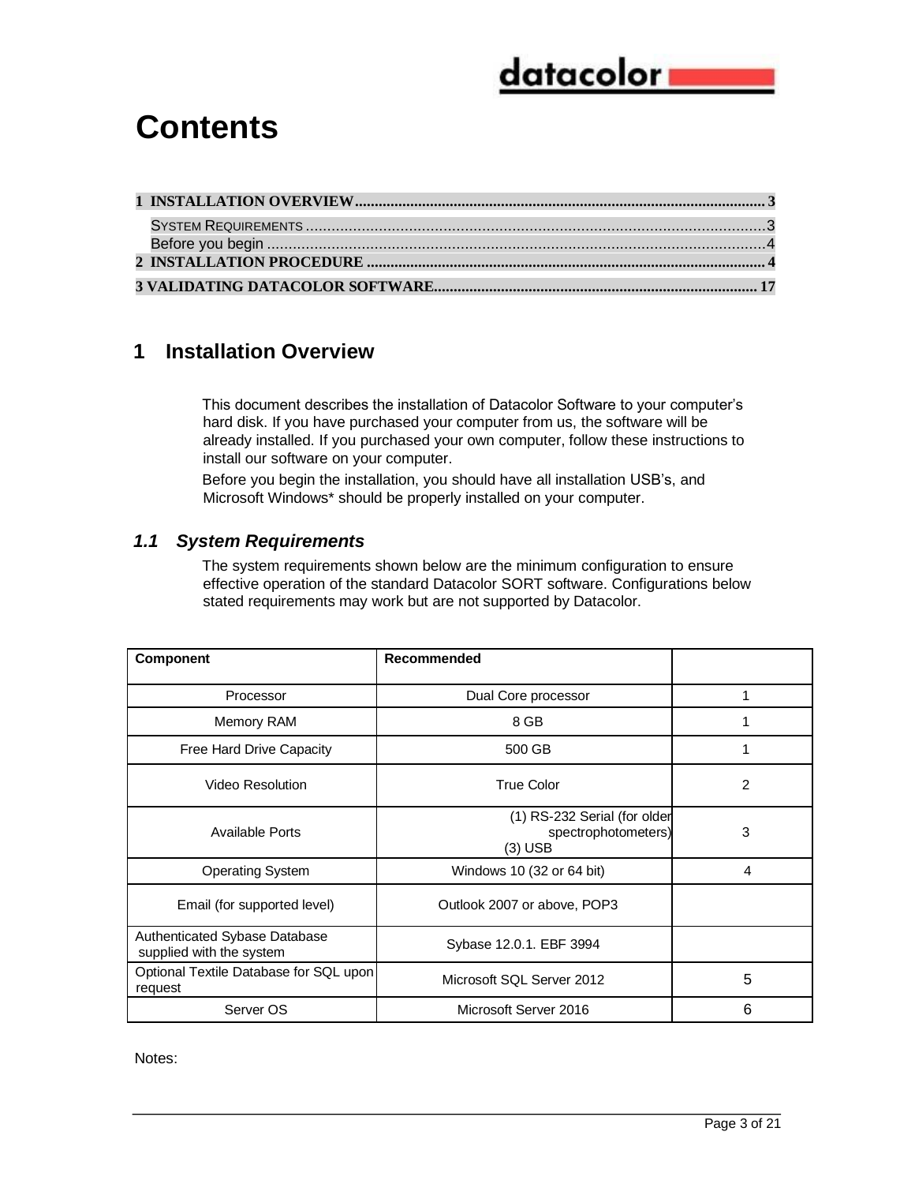# Contents

**1 INSTALLATION OVERVIEW** ........................................................................................................ 3

SYSTEM REQUIREMENTS ........................................................................................................ 3

Before you begin ........................................................................................................ 4

**2 INSTALLATION PROCEDURE** ........................................................................................................ 4

**3 VALIDATING DATACOLOR SOFTWARE** ........................................................................................................ 17

## 1 Installation Overview

This document describes the installation of Datacolor Software to your computer's hard disk. If you have purchased your computer from us, the software will be already installed. If you purchased your own computer, follow these instructions to install our software on your computer.

Before you begin the installation, you should have all installation USB's, and Microsoft Windows* should be properly installed on your computer.

### *1.1 System Requirements*

The system requirements shown below are the minimum configuration to ensure effective operation of the standard Datacolor SORT software. Configurations below stated requirements may work but are not supported by Datacolor.

| Component | Recommended | |
|---|---|---|
| Processor | Dual Core processor | 1 |
| Memory RAM | 8 GB | 1 |
| Free Hard Drive Capacity | 500 GB | 1 |
| Video Resolution | True Color | 2 |
| Available Ports | (1) RS-232 Serial (for older spectrophotometers)<br>(3) USB | 3 |
| Operating System | Windows 10 (32 or 64 bit) | 4 |
| Email (for supported level) | Outlook 2007 or above, POP3 | |
| Authenticated Sybase Database supplied with the system | Sybase 12.0.1. EBF 3994 | |
| Optional Textile Database for SQL upon request | Microsoft SQL Server 2012 | 5 |
| Server OS | Microsoft Server 2016 | 6 |

Notes: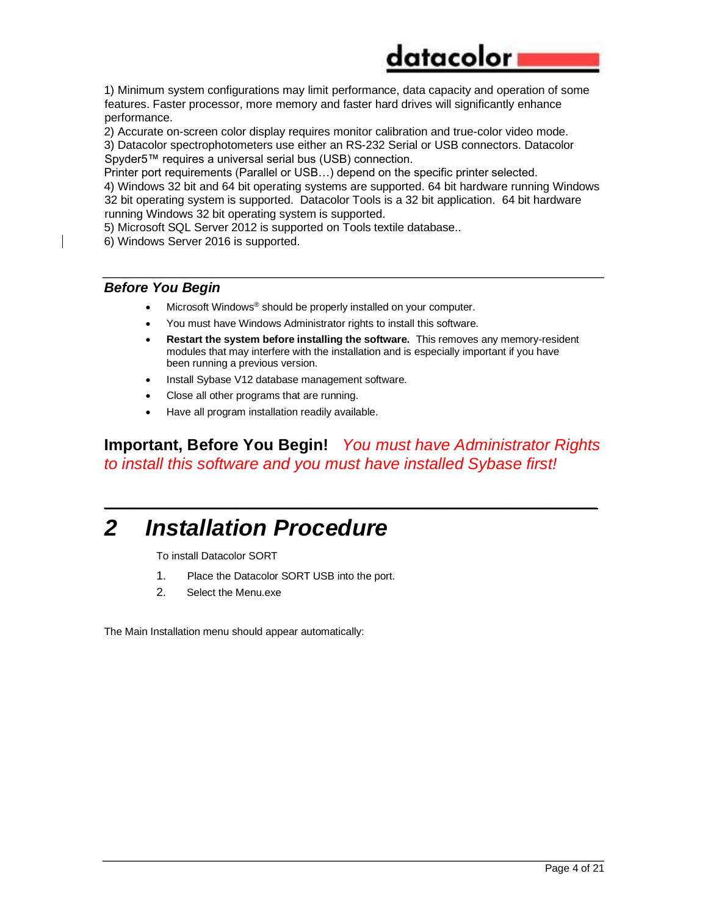1) Minimum system configurations may limit performance, data capacity and operation of some features. Faster processor, more memory and faster hard drives will significantly enhance performance.
2) Accurate on-screen color display requires monitor calibration and true-color video mode.
3) Datacolor spectrophotometers use either an RS-232 Serial or USB connectors. Datacolor Spyder5™ requires a universal serial bus (USB) connection.
Printer port requirements (Parallel or USB…) depend on the specific printer selected.
4) Windows 32 bit and 64 bit operating systems are supported. 64 bit hardware running Windows 32 bit operating system is supported. Datacolor Tools is a 32 bit application. 64 bit hardware running Windows 32 bit operating system is supported.
5) Microsoft SQL Server 2012 is supported on Tools textile database..
6) Windows Server 2016 is supported.

### *Before You Begin*

- Microsoft Windows® should be properly installed on your computer.
- You must have Windows Administrator rights to install this software.
- **Restart the system before installing the software.** This removes any memory-resident modules that may interfere with the installation and is especially important if you have been running a previous version.
- Install Sybase V12 database management software.
- Close all other programs that are running.
- Have all program installation readily available.

**Important, Before You Begin!** *You must have Administrator Rights to install this software and you must have installed Sybase first!*

# *2 Installation Procedure*

To install Datacolor SORT

1. Place the Datacolor SORT USB into the port.
2. Select the Menu.exe

The Main Installation menu should appear automatically: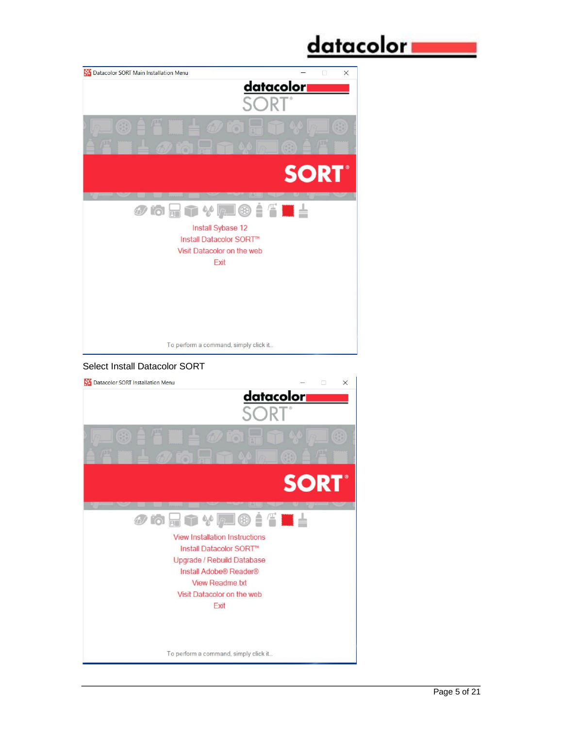Datacolor SORT Main Installation Menu

Install Sybase 12
Install Datacolor SORT™
Visit Datacolor on the web
Exit

To perform a command, simply click it..

Select Install Datacolor SORT

Datacolor SORT Installation Menu

View Installation Instructions
Install Datacolor SORT™
Upgrade / Rebuild Database
Install Adobe® Reader®
View Readme.txt
Visit Datacolor on the web
Exit

To perform a command, simply click it..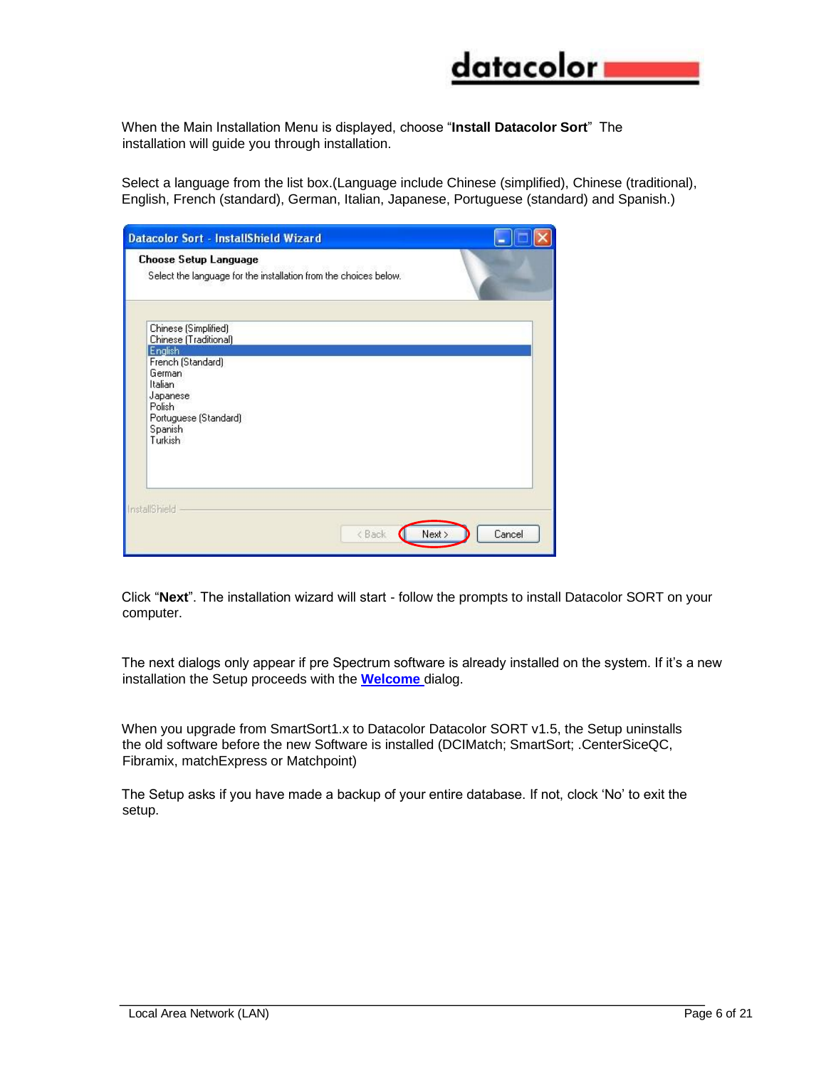When the Main Installation Menu is displayed, choose "**Install Datacolor Sort**" The installation will guide you through installation.

Select a language from the list box.(Language include Chinese (simplified), Chinese (traditional), English, French (standard), German, Italian, Japanese, Portuguese (standard) and Spanish.)

Click "**Next**". The installation wizard will start - follow the prompts to install Datacolor SORT on your computer.

The next dialogs only appear if pre Spectrum software is already installed on the system. If it's a new installation the Setup proceeds with the **Welcome** dialog.

When you upgrade from SmartSort1.x to Datacolor Datacolor SORT v1.5, the Setup uninstalls the old software before the new Software is installed (DCIMatch; SmartSort; .CenterSiceQC, Fibramix, matchExpress or Matchpoint)

The Setup asks if you have made a backup of your entire database. If not, clock 'No' to exit the setup.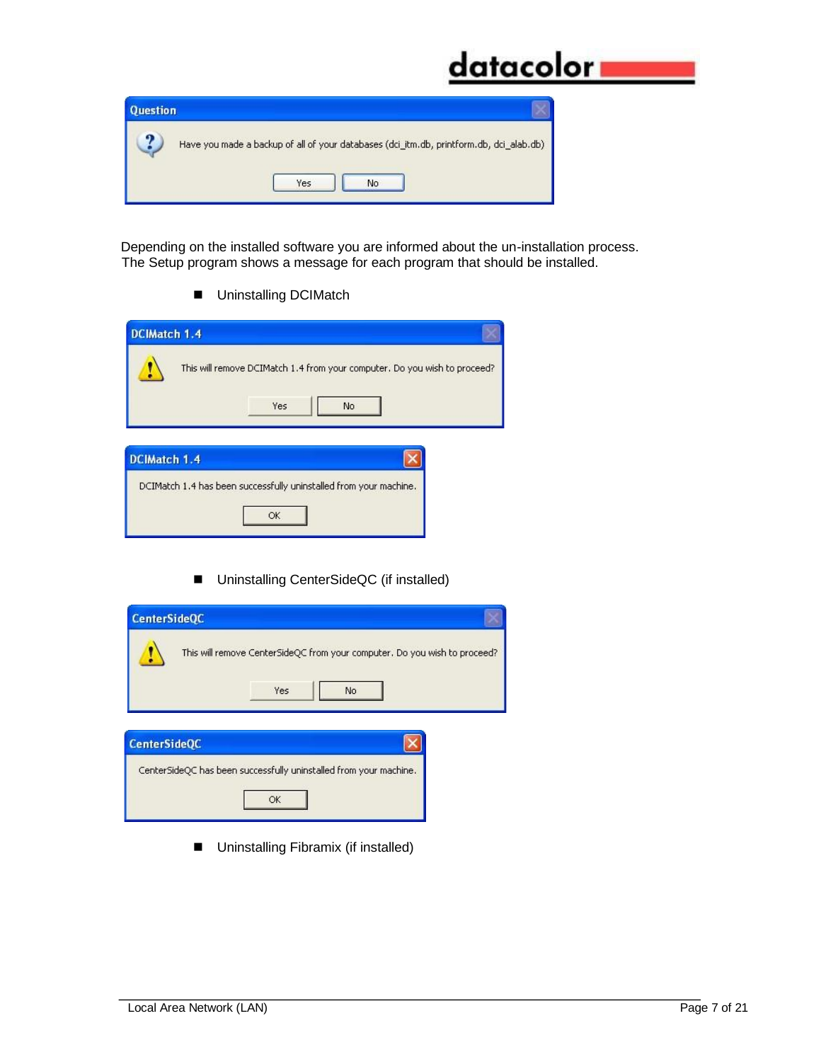Question

Have you made a backup of all of your databases (dci_itm.db, printform.db, dci_alab.db)

Yes No

Depending on the installed software you are informed about the un-installation process.
The Setup program shows a message for each program that should be installed.

- Uninstalling DCIMatch

DCIMatch 1.4

This will remove DCIMatch 1.4 from your computer. Do you wish to proceed?

Yes No

DCIMatch 1.4

DCIMatch 1.4 has been successfully uninstalled from your machine.

OK

- Uninstalling CenterSideQC (if installed)

CenterSideQC

This will remove CenterSideQC from your computer. Do you wish to proceed?

Yes No

CenterSideQC

CenterSideQC has been successfully uninstalled from your machine.

OK

- Uninstalling Fibramix (if installed)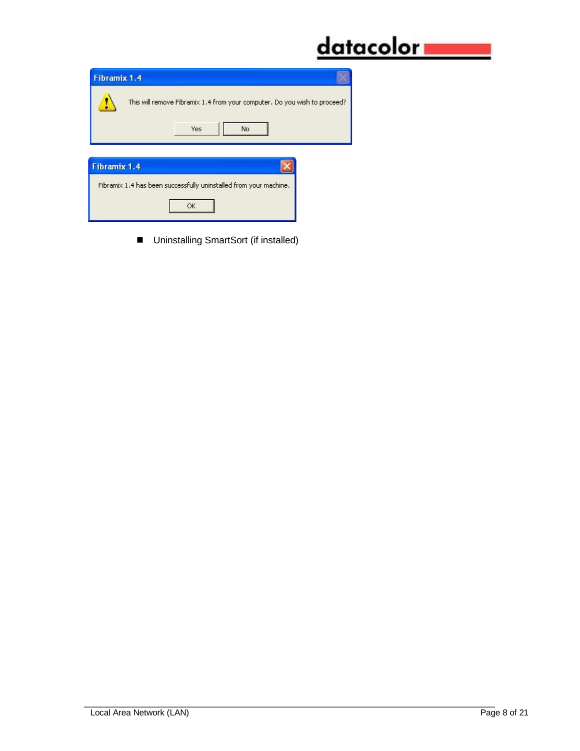Fibramix 1.4

This will remove Fibramix 1.4 from your computer. Do you wish to proceed?

Yes No

Fibramix 1.4

Fibramix 1.4 has been successfully uninstalled from your machine.

OK

- Uninstalling SmartSort (if installed)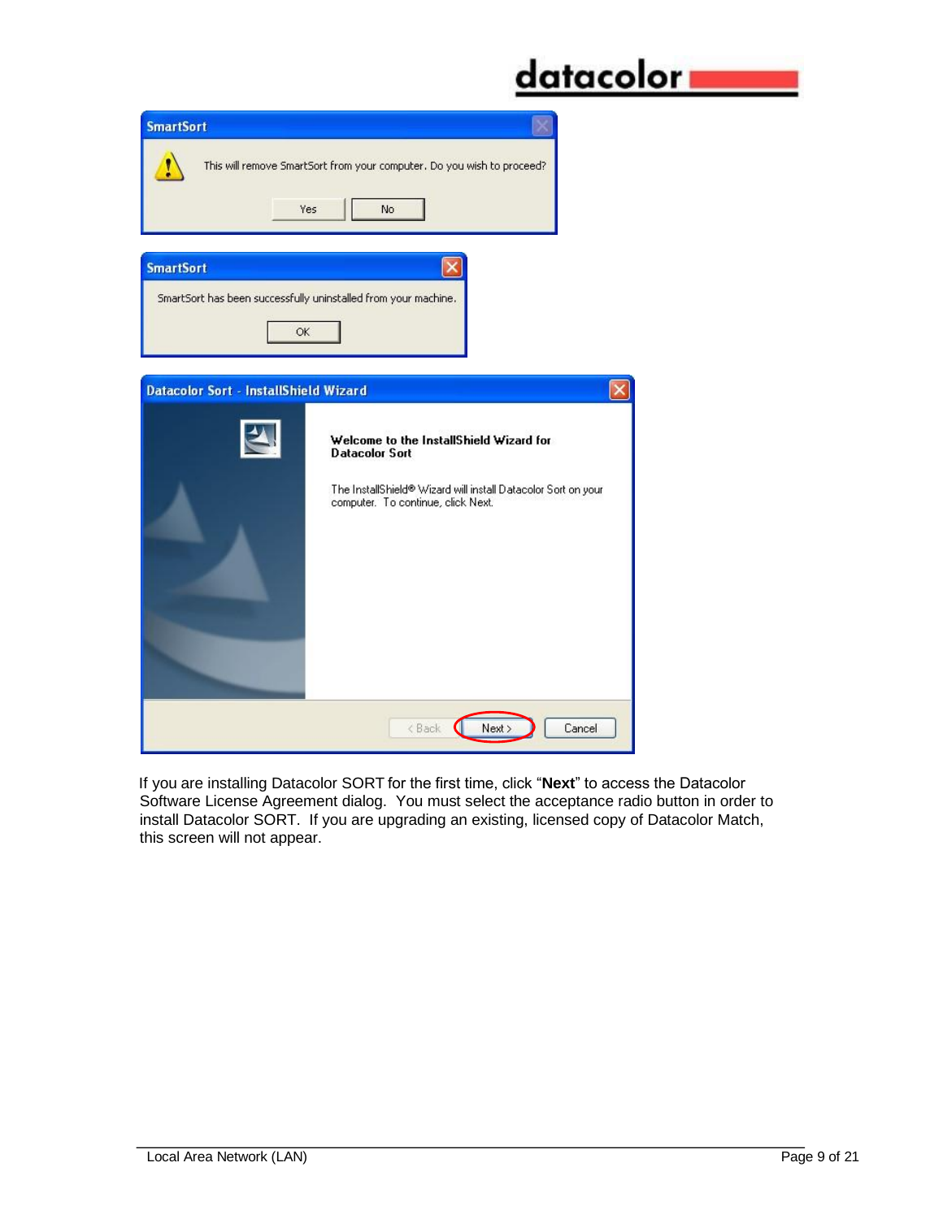SmartSort

This will remove SmartSort from your computer. Do you wish to proceed?

Yes No

SmartSort

SmartSort has been successfully uninstalled from your machine.

OK

Datacolor Sort - InstallShield Wizard

**Welcome to the InstallShield Wizard for Datacolor Sort**

The InstallShield® Wizard will install Datacolor Sort on your computer. To continue, click Next.

< Back Next > Cancel

If you are installing Datacolor SORT for the first time, click "**Next**" to access the Datacolor Software License Agreement dialog. You must select the acceptance radio button in order to install Datacolor SORT. If you are upgrading an existing, licensed copy of Datacolor Match, this screen will not appear.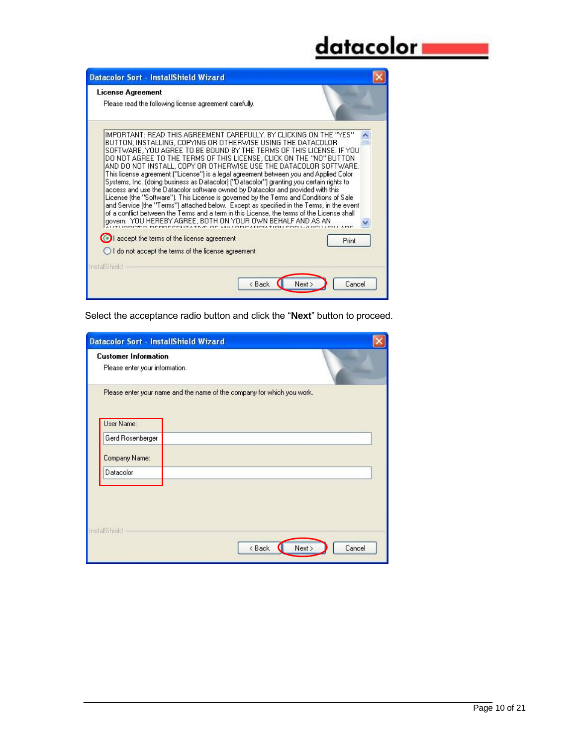Select the acceptance radio button and click the “**Next**” button to proceed.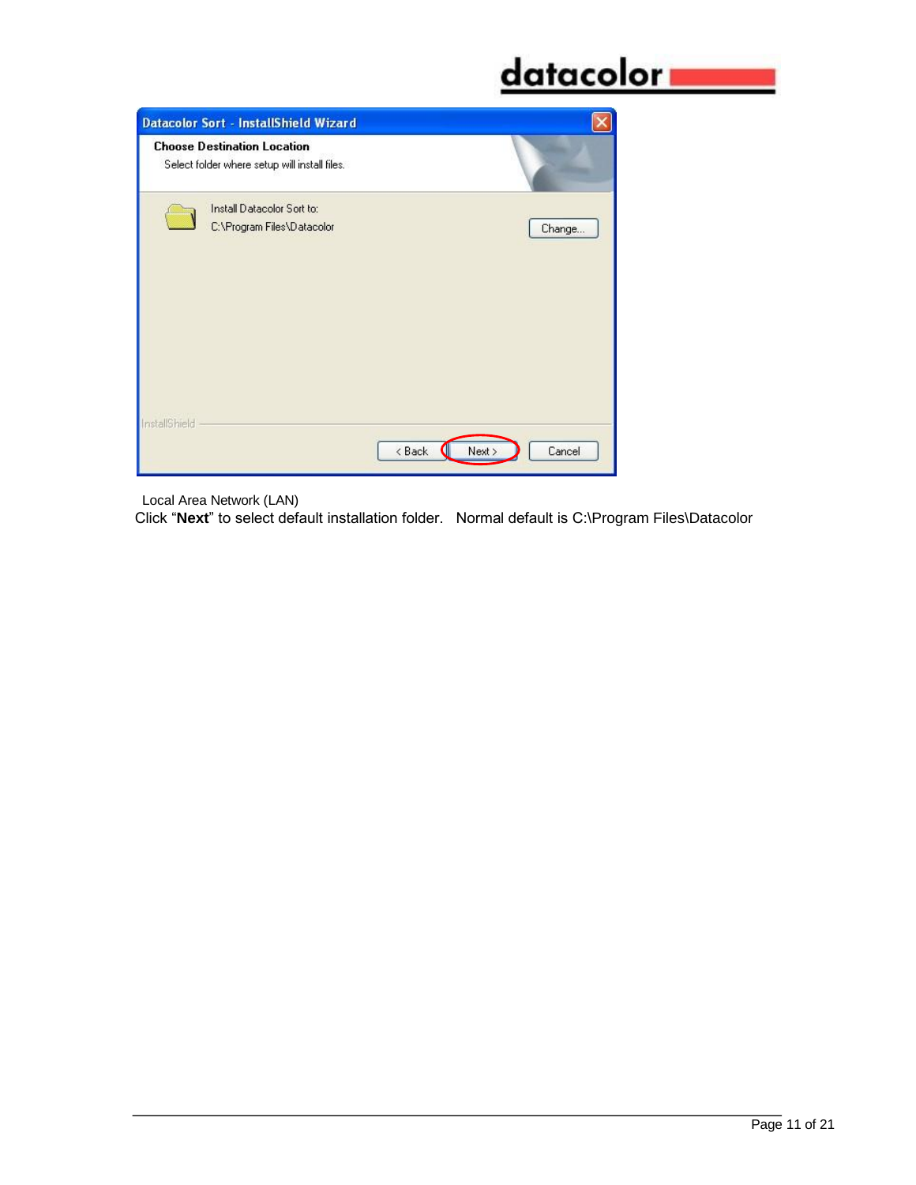Local Area Network (LAN)

Click “**Next**” to select default installation folder.   Normal default is C:\Program Files\Datacolor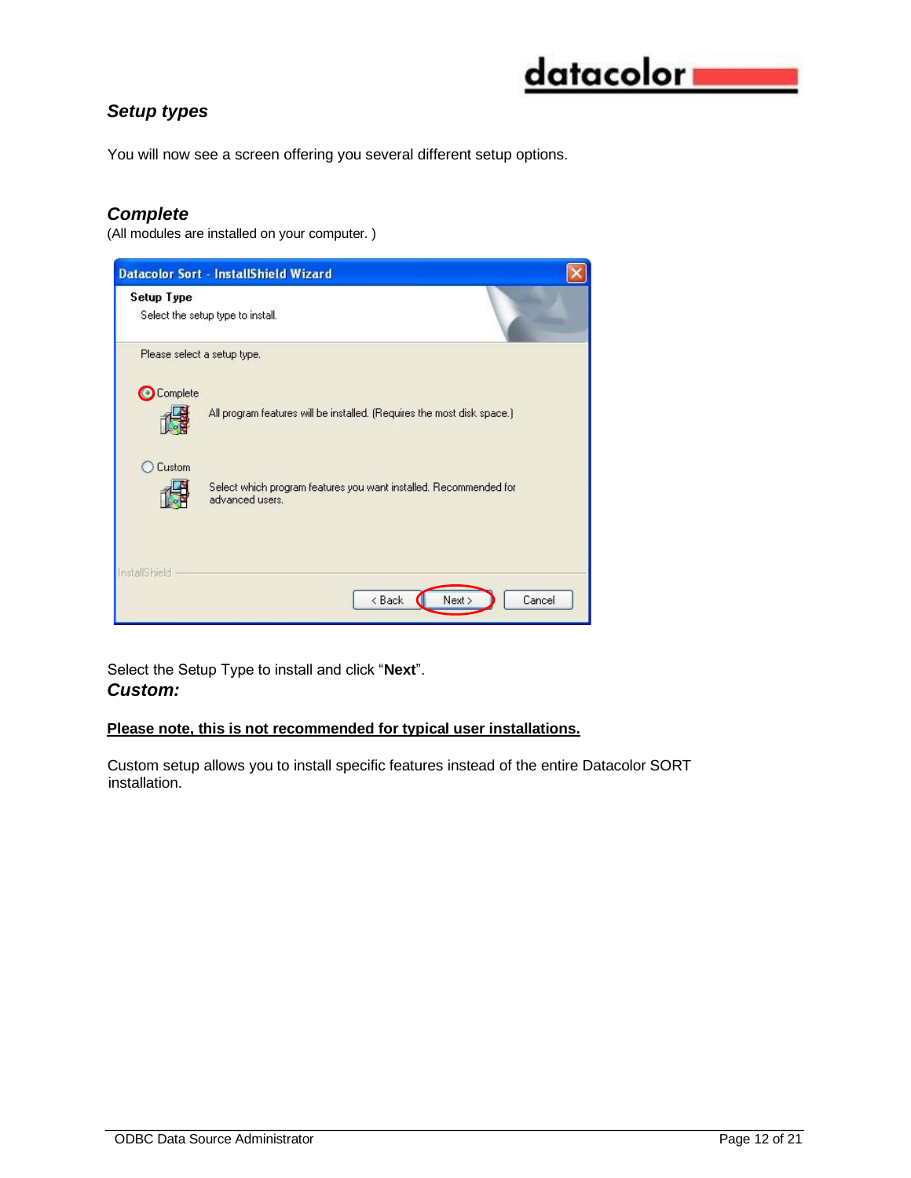### *Setup types*

You will now see a screen offering you several different setup options.

### *Complete*

(All modules are installed on your computer. )

Select the Setup Type to install and click "**Next**".

### *Custom:*

**Please note, this is not recommended for typical user installations.**

Custom setup allows you to install specific features instead of the entire Datacolor SORT installation.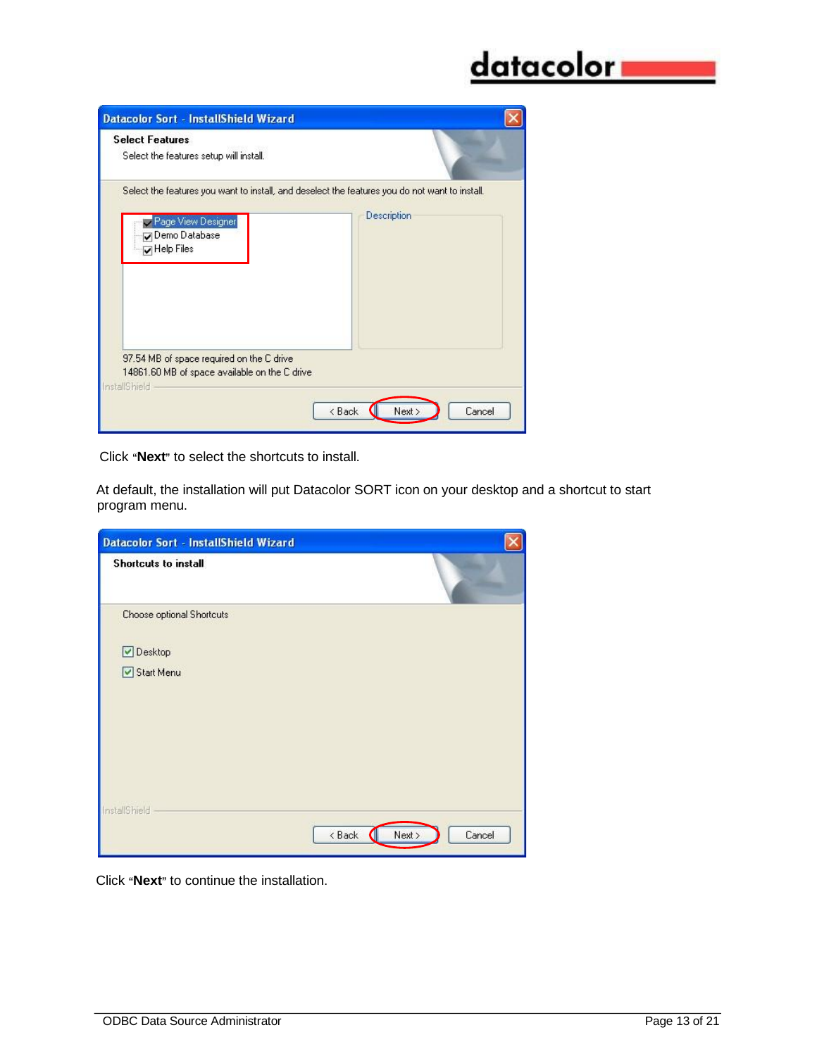Datacolor Sort - InstallShield Wizard

**Select Features**

Select the features setup will install.

Select the features you want to install, and deselect the features you do not want to install.

- [x] Page View Designer
- [x] Demo Database
- [x] Help Files

Description

97.54 MB of space required on the C drive
14861.60 MB of space available on the C drive

InstallShield

< Back | Next > | Cancel

Click "**Next**" to select the shortcuts to install.

At default, the installation will put Datacolor SORT icon on your desktop and a shortcut to start program menu.

Datacolor Sort - InstallShield Wizard

**Shortcuts to install**

Choose optional Shortcuts

- [x] Desktop
- [x] Start Menu

InstallShield

< Back | Next > | Cancel

Click "**Next**" to continue the installation.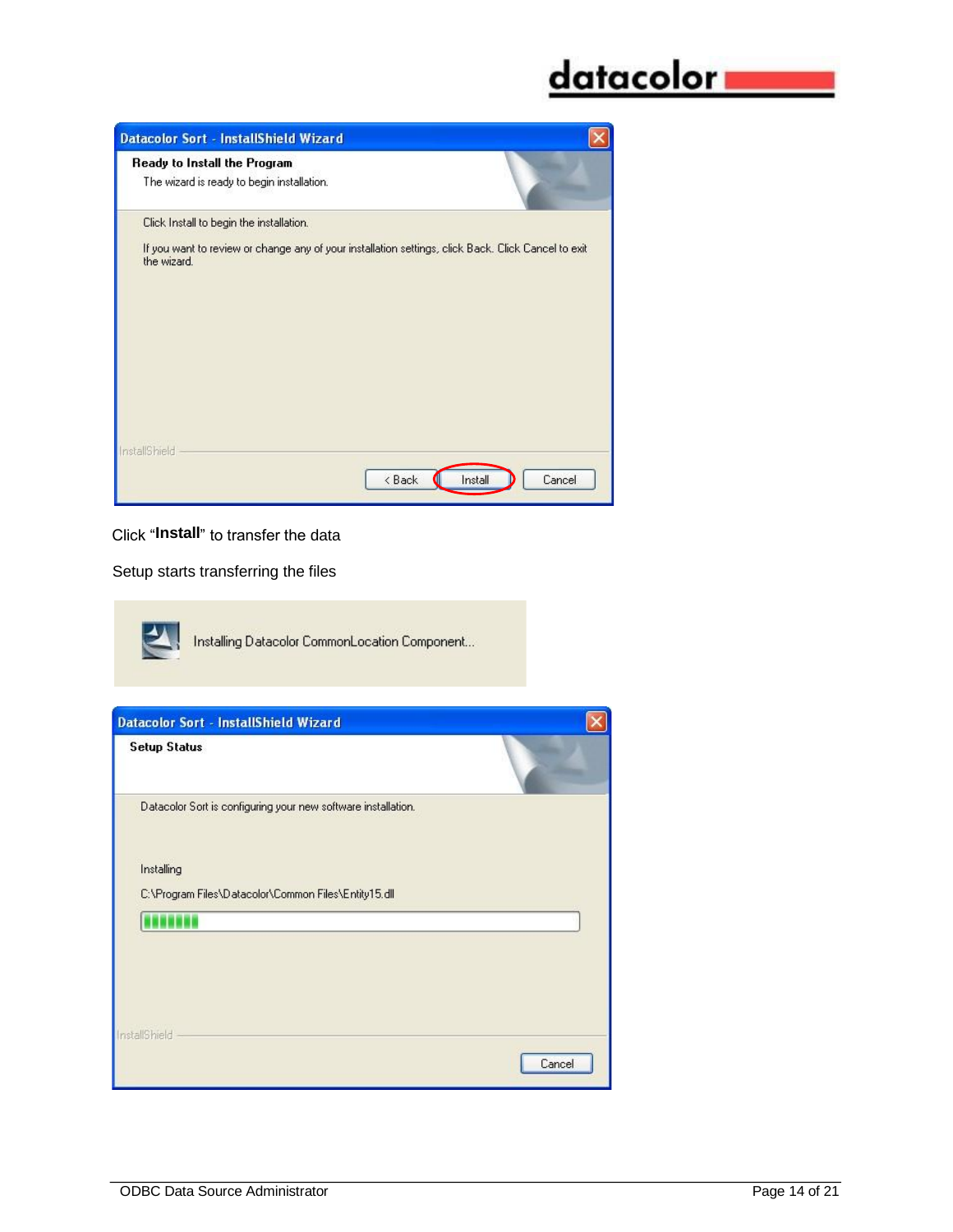Datacolor Sort - InstallShield Wizard

**Ready to Install the Program**

The wizard is ready to begin installation.

Click Install to begin the installation.

If you want to review or change any of your installation settings, click Back. Click Cancel to exit the wizard.

InstallShield

< Back | Install | Cancel

Click "**Install**" to transfer the data

Setup starts transferring the files

Installing Datacolor CommonLocation Component...

Datacolor Sort - InstallShield Wizard

**Setup Status**

Datacolor Sort is configuring your new software installation.

Installing

C:\Program Files\Datacolor\Common Files\Entity15.dll

InstallShield

Cancel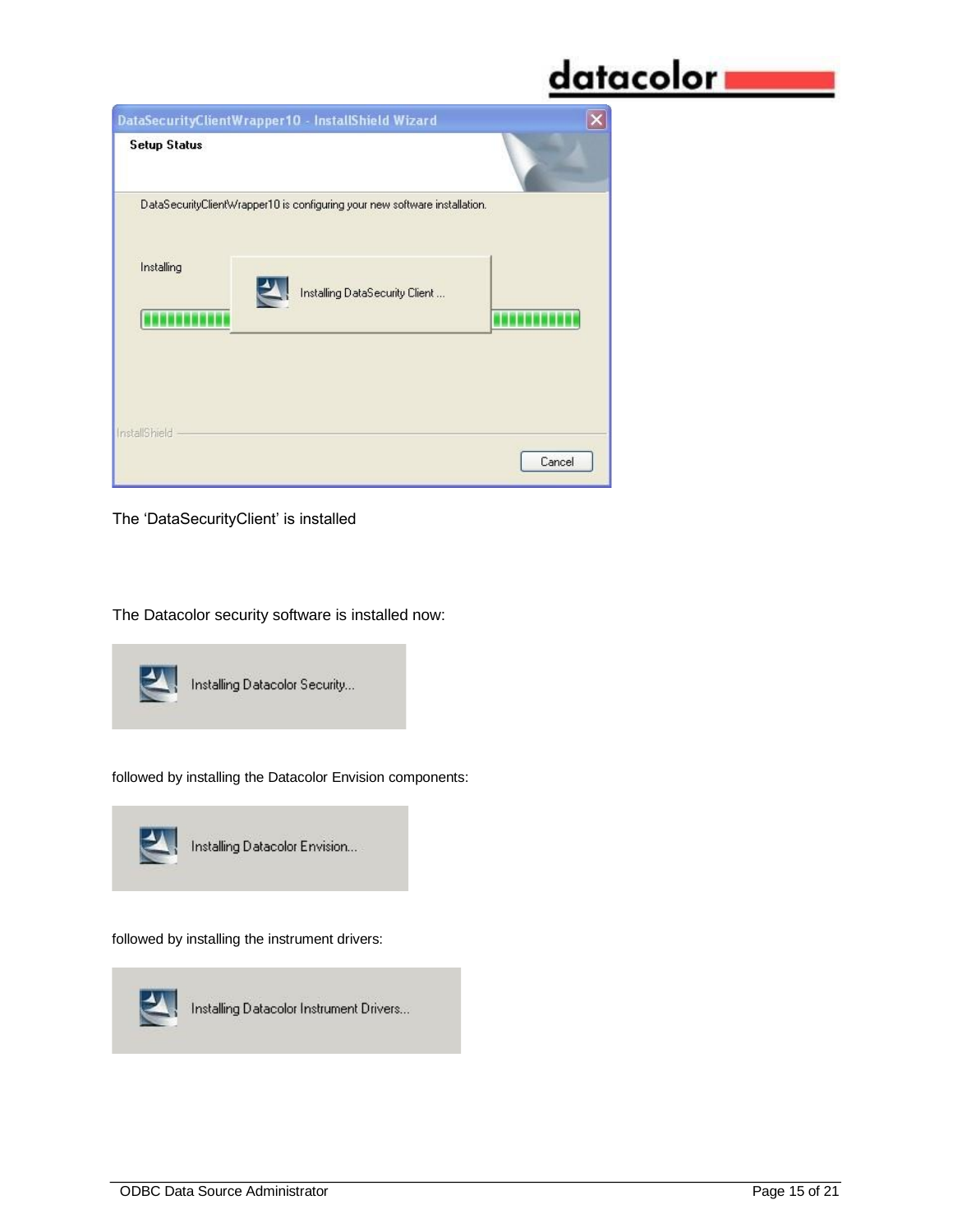The 'DataSecurityClient' is installed

The Datacolor security software is installed now:

followed by installing the Datacolor Envision components:

followed by installing the instrument drivers: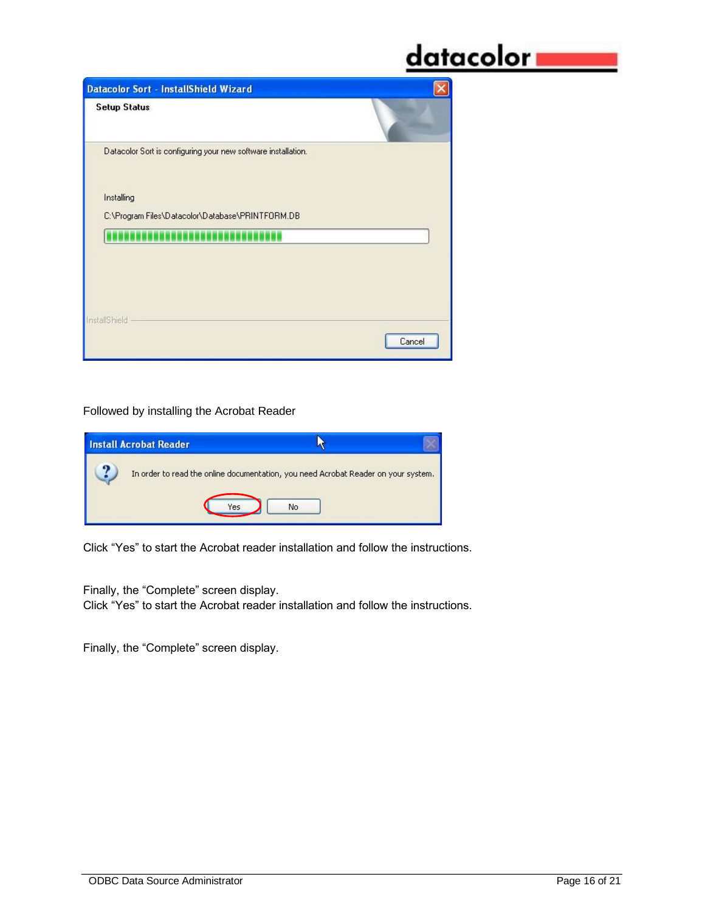Followed by installing the Acrobat Reader

Click "Yes" to start the Acrobat reader installation and follow the instructions.

Finally, the "Complete" screen display.
Click "Yes" to start the Acrobat reader installation and follow the instructions.

Finally, the "Complete" screen display.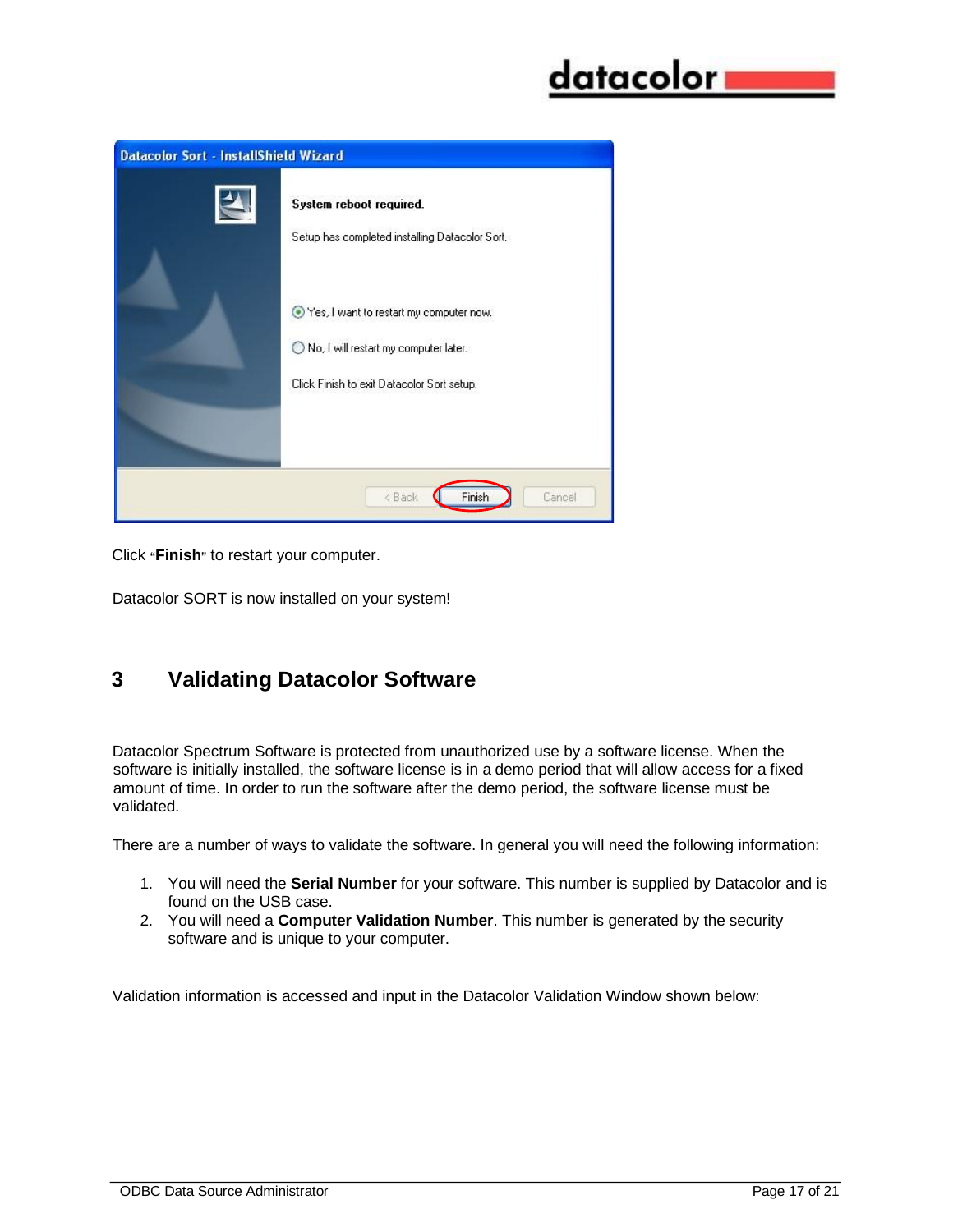Click "**Finish**" to restart your computer.

Datacolor SORT is now installed on your system!

# 3 Validating Datacolor Software

Datacolor Spectrum Software is protected from unauthorized use by a software license. When the software is initially installed, the software license is in a demo period that will allow access for a fixed amount of time. In order to run the software after the demo period, the software license must be validated.

There are a number of ways to validate the software. In general you will need the following information:

1. You will need the **Serial Number** for your software. This number is supplied by Datacolor and is found on the USB case.
2. You will need a **Computer Validation Number**. This number is generated by the security software and is unique to your computer.

Validation information is accessed and input in the Datacolor Validation Window shown below: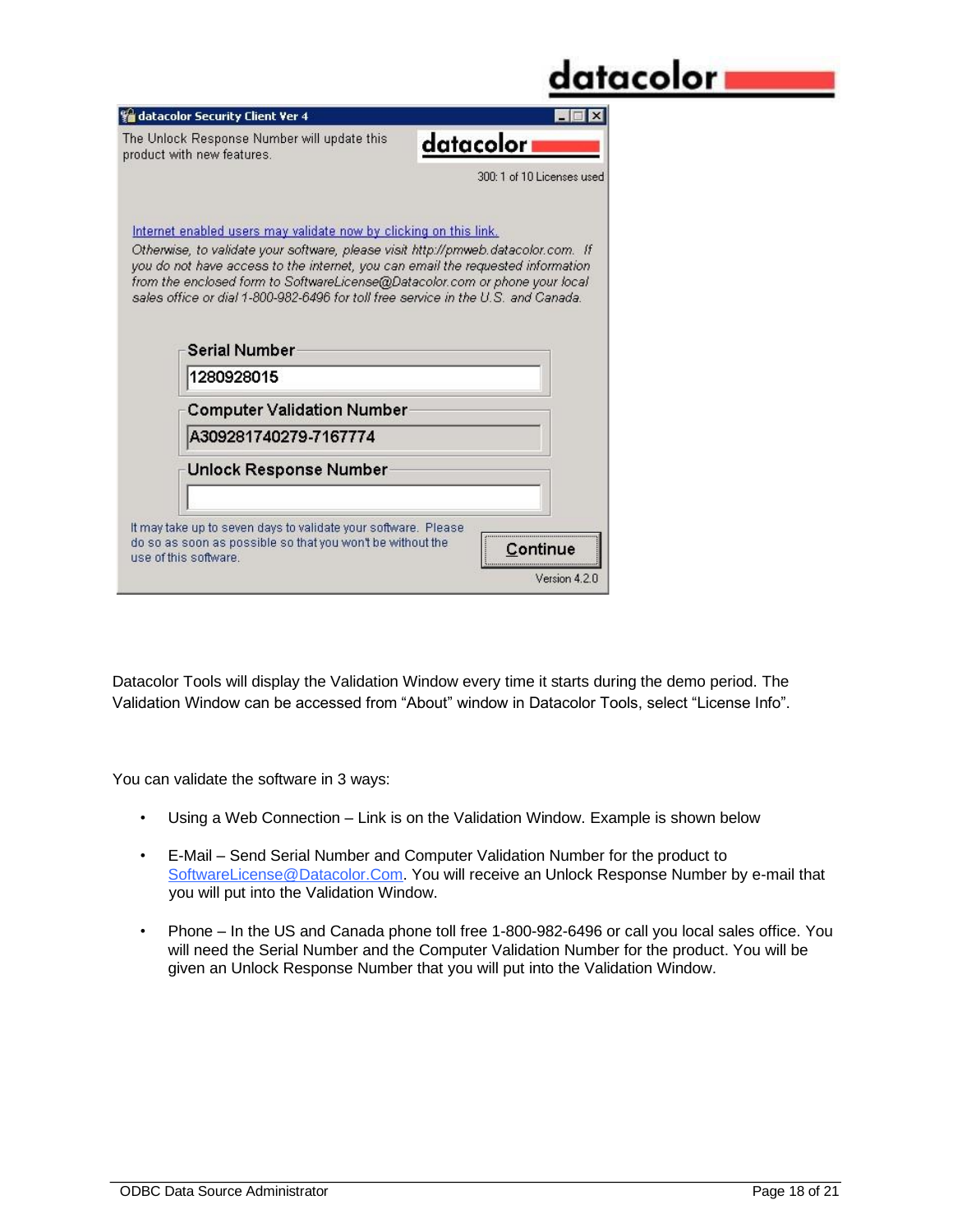datacolor Security Client Ver 4

The Unlock Response Number will update this product with new features.

300: 1 of 10 Licenses used

Internet enabled users may validate now by clicking on this link.

*Otherwise, to validate your software, please visit http://pmweb.datacolor.com. If you do not have access to the internet, you can email the requested information from the enclosed form to SoftwareLicense@Datacolor.com or phone your local sales office or dial 1-800-982-6496 for toll free service in the U.S. and Canada.*

**Serial Number**

1280928015

**Computer Validation Number**

A309281740279-7167774

**Unlock Response Number**

It may take up to seven days to validate your software. Please do so as soon as possible so that you won't be without the use of this software.

Continue

Version 4.2.0

Datacolor Tools will display the Validation Window every time it starts during the demo period. The Validation Window can be accessed from "About" window in Datacolor Tools, select "License Info".

You can validate the software in 3 ways:

- Using a Web Connection – Link is on the Validation Window. Example is shown below
- E-Mail – Send Serial Number and Computer Validation Number for the product to SoftwareLicense@Datacolor.Com. You will receive an Unlock Response Number by e-mail that you will put into the Validation Window.
- Phone – In the US and Canada phone toll free 1-800-982-6496 or call you local sales office. You will need the Serial Number and the Computer Validation Number for the product. You will be given an Unlock Response Number that you will put into the Validation Window.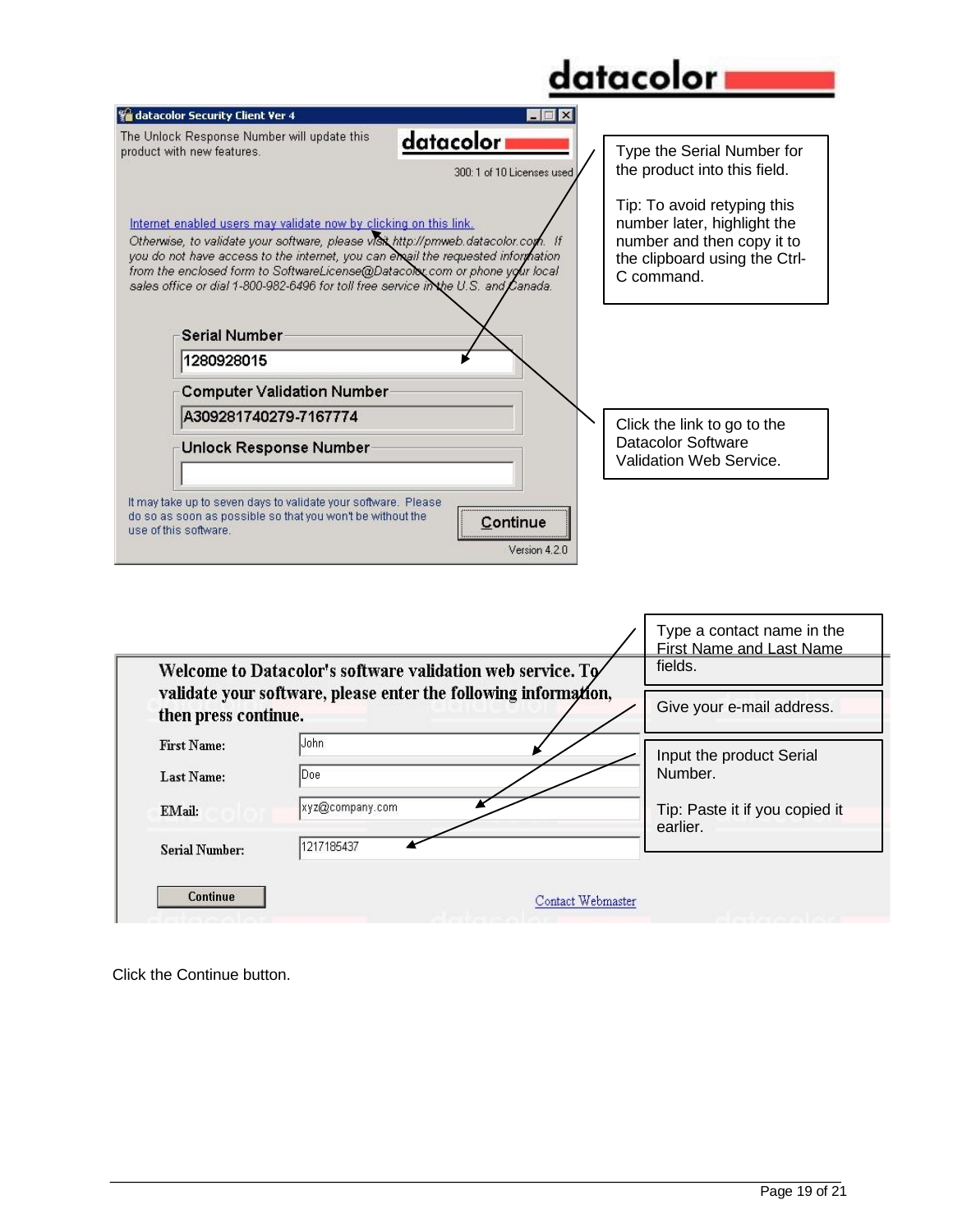**datacolor Security Client Ver 4**

The Unlock Response Number will update this product with new features.

300: 1 of 10 Licenses used

Internet enabled users may validate now by clicking on this link.

*Otherwise, to validate your software, please visit http://pmweb.datacolor.com. If you do not have access to the internet, you can email the requested information from the enclosed form to SoftwareLicense@Datacolor.com or phone your local sales office or dial 1-800-982-6496 for toll free service in the U.S. and Canada.*

**Serial Number**

1280928015

**Computer Validation Number**

A309281740279-7167774

**Unlock Response Number**

It may take up to seven days to validate your software. Please do so as soon as possible so that you won't be without the use of this software.

Continue

Version 4.2.0

Type the Serial Number for the product into this field.

Tip: To avoid retyping this number later, highlight the number and then copy it to the clipboard using the Ctrl-C command.

Click the link to go to the Datacolor Software Validation Web Service.

**Welcome to Datacolor's software validation web service. To validate your software, please enter the following information, then press continue.**

| | |
|---|---|
| First Name: | John |
| Last Name: | Doe |
| EMail: | xyz@company.com |
| Serial Number: | 1217185437 |

Continue

Contact Webmaster

Type a contact name in the First Name and Last Name fields.

Give your e-mail address.

Input the product Serial Number.

Tip: Paste it if you copied it earlier.

Click the Continue button.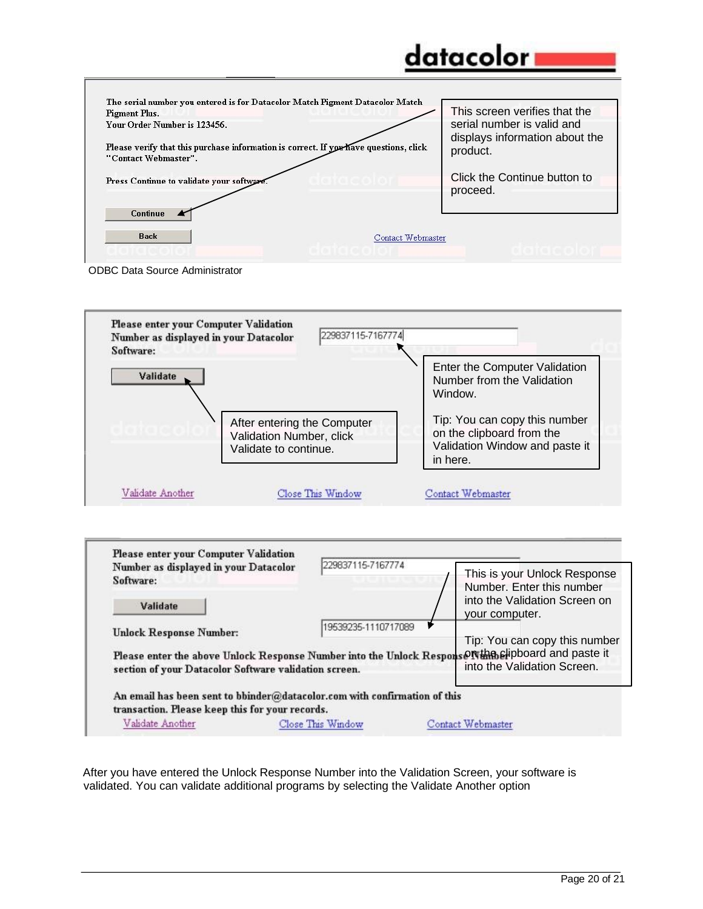The serial number you entered is for Datacolor Match Pigment Datacolor Match Pigment Plus.
Your Order Number is 123456.

Please verify that this purchase information is correct. If you have questions, click "Contact Webmaster".

Press Continue to validate your software.

Continue

Back

Contact Webmaster

This screen verifies that the serial number is valid and displays information about the product.

Click the Continue button to proceed.

ODBC Data Source Administrator

Please enter your Computer Validation Number as displayed in your Datacolor Software: 229837115-7167774

Validate

Enter the Computer Validation Number from the Validation Window.

Tip: You can copy this number on the clipboard from the Validation Window and paste it in here.

After entering the Computer Validation Number, click Validate to continue.

Validate Another | Close This Window | Contact Webmaster

Please enter your Computer Validation Number as displayed in your Datacolor Software: 229837115-7167774

Validate

Unlock Response Number: 19539235-1110717089

This is your Unlock Response Number. Enter this number into the Validation Screen on your computer.

Tip: You can copy this number on the clipboard and paste it into the Validation Screen.

Please enter the above Unlock Response Number into the Unlock Response Number section of your Datacolor Software validation screen.

An email has been sent to bbinder@datacolor.com with confirmation of this transaction. Please keep this for your records.

Validate Another | Close This Window | Contact Webmaster

After you have entered the Unlock Response Number into the Validation Screen, your software is validated. You can validate additional programs by selecting the Validate Another option